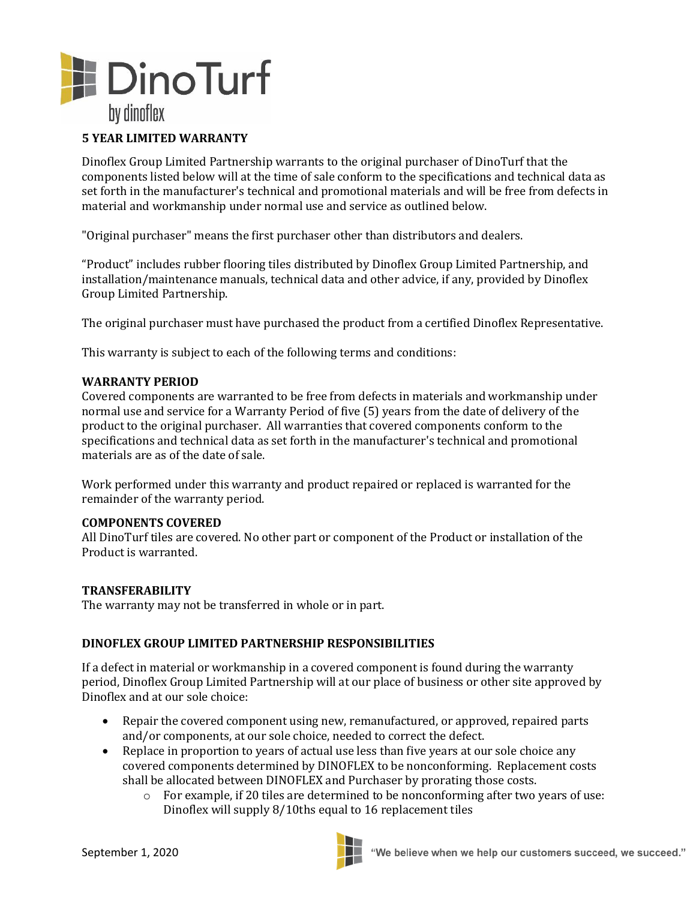DinoTurf

by dinoflex

## 5 YEAR LIMITED WARRANTY

Dinoflex Group Limited Partnership warrants to the original purchaser of DinoTurf that the components listed below will at the time of sale conform to the specifications and technical data as set forth in the manufacturer's technical and promotional materials and will be free from defects in material and workmanship under normal use and service as outlined below.

"Original purchaser" means the first purchaser other than distributors and dealers.

"Product" includes rubber flooring tiles distributed by Dinoflex Group Limited Partnership, and installation/maintenance manuals, technical data and other advice, if any, provided by Dinoflex Group Limited Partnership.

The original purchaser must have purchased the product from a certified Dinoflex Representative.

This warranty is subject to each of the following terms and conditions:

### WARRANTY PERIOD

Covered components are warranted to be free from defects in materials and workmanship under normal use and service for a Warranty Period of five (5) years from the date of delivery of the product to the original purchaser. All warranties that covered components conform to the specifications and technical data as set forth in the manufacturer's technical and promotional materials are as of the date of sale.

Work performed under this warranty and product repaired or replaced is warranted for the remainder of the warranty period.

### COMPONENTS COVERED

All DinoTurf tiles are covered. No other part or component of the Product or installation of the Product is warranted.

### TRANSFERABILITY

The warranty may not be transferred in whole or in part.

### DINOFLEX GROUP LIMITED PARTNERSHIP RESPONSIBILITIES

If a defect in material or workmanship in a covered component is found during the warranty period, Dinoflex Group Limited Partnership will at our place of business or other site approved by Dinoflex and at our sole choice:

- Repair the covered component using new, remanufactured, or approved, repaired parts and/or components, at our sole choice, needed to correct the defect.
- Replace in proportion to years of actual use less than five years at our sole choice any covered components determined by DINOFLEX to be nonconforming. Replacement costs shall be allocated between DINOFLEX and Purchaser by prorating those costs.
  - For example, if 20 tiles are determined to be nonconforming after two years of use: Dinoflex will supply 8/10ths equal to 16 replacement tiles

September 1, 2020

"We believe when we help our customers succeed, we succeed."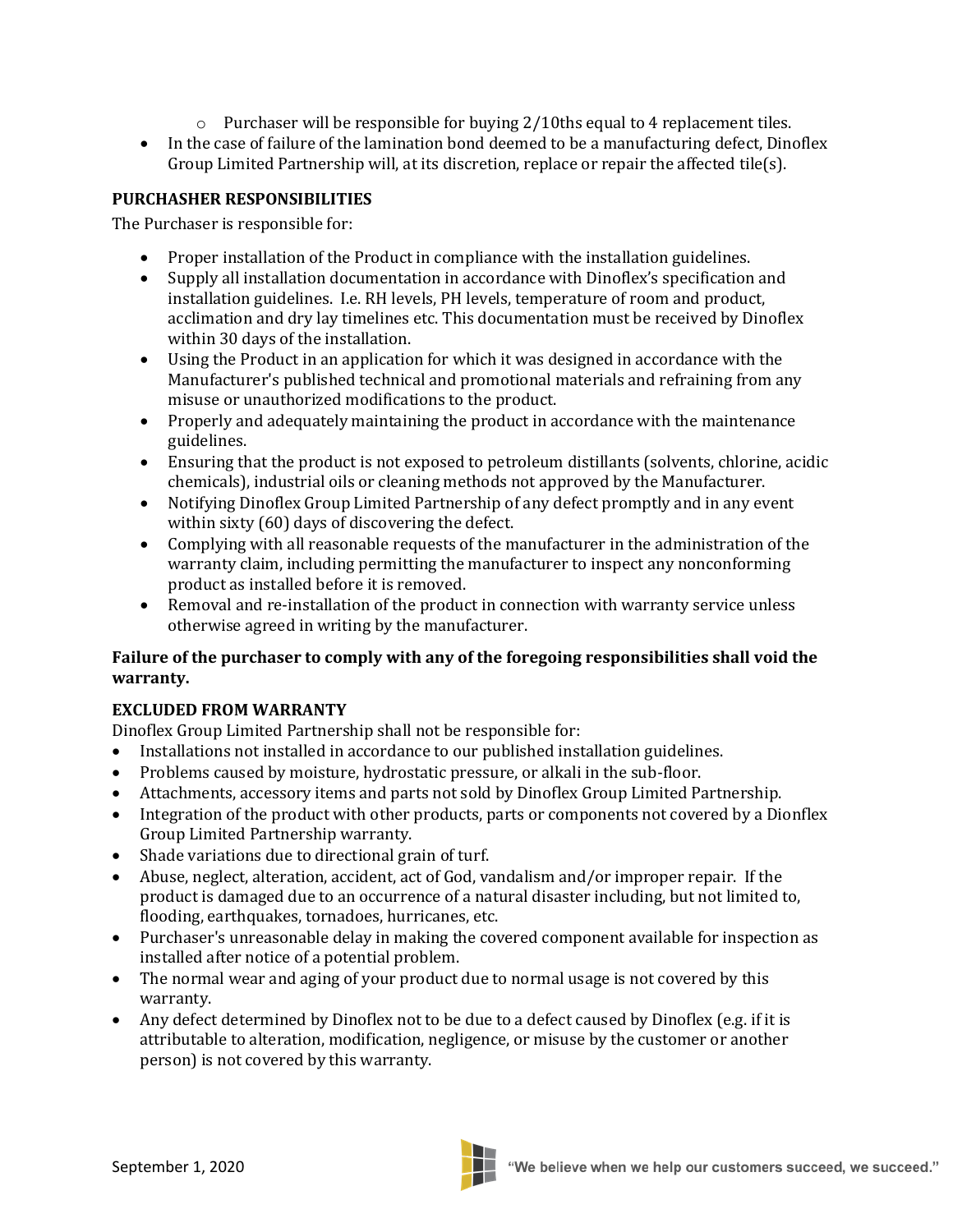- Purchaser will be responsible for buying 2/10ths equal to 4 replacement tiles.
- In the case of failure of the lamination bond deemed to be a manufacturing defect, Dinoflex Group Limited Partnership will, at its discretion, replace or repair the affected tile(s).

**PURCHASHER RESPONSIBILITIES**

The Purchaser is responsible for:

- Proper installation of the Product in compliance with the installation guidelines.
- Supply all installation documentation in accordance with Dinoflex's specification and installation guidelines. I.e. RH levels, PH levels, temperature of room and product, acclimation and dry lay timelines etc. This documentation must be received by Dinoflex within 30 days of the installation.
- Using the Product in an application for which it was designed in accordance with the Manufacturer's published technical and promotional materials and refraining from any misuse or unauthorized modifications to the product.
- Properly and adequately maintaining the product in accordance with the maintenance guidelines.
- Ensuring that the product is not exposed to petroleum distillants (solvents, chlorine, acidic chemicals), industrial oils or cleaning methods not approved by the Manufacturer.
- Notifying Dinoflex Group Limited Partnership of any defect promptly and in any event within sixty (60) days of discovering the defect.
- Complying with all reasonable requests of the manufacturer in the administration of the warranty claim, including permitting the manufacturer to inspect any nonconforming product as installed before it is removed.
- Removal and re-installation of the product in connection with warranty service unless otherwise agreed in writing by the manufacturer.

**Failure of the purchaser to comply with any of the foregoing responsibilities shall void the warranty.**

**EXCLUDED FROM WARRANTY**

Dinoflex Group Limited Partnership shall not be responsible for:

- Installations not installed in accordance to our published installation guidelines.
- Problems caused by moisture, hydrostatic pressure, or alkali in the sub-floor.
- Attachments, accessory items and parts not sold by Dinoflex Group Limited Partnership.
- Integration of the product with other products, parts or components not covered by a Dionflex Group Limited Partnership warranty.
- Shade variations due to directional grain of turf.
- Abuse, neglect, alteration, accident, act of God, vandalism and/or improper repair. If the product is damaged due to an occurrence of a natural disaster including, but not limited to, flooding, earthquakes, tornadoes, hurricanes, etc.
- Purchaser's unreasonable delay in making the covered component available for inspection as installed after notice of a potential problem.
- The normal wear and aging of your product due to normal usage is not covered by this warranty.
- Any defect determined by Dinoflex not to be due to a defect caused by Dinoflex (e.g. if it is attributable to alteration, modification, negligence, or misuse by the customer or another person) is not covered by this warranty.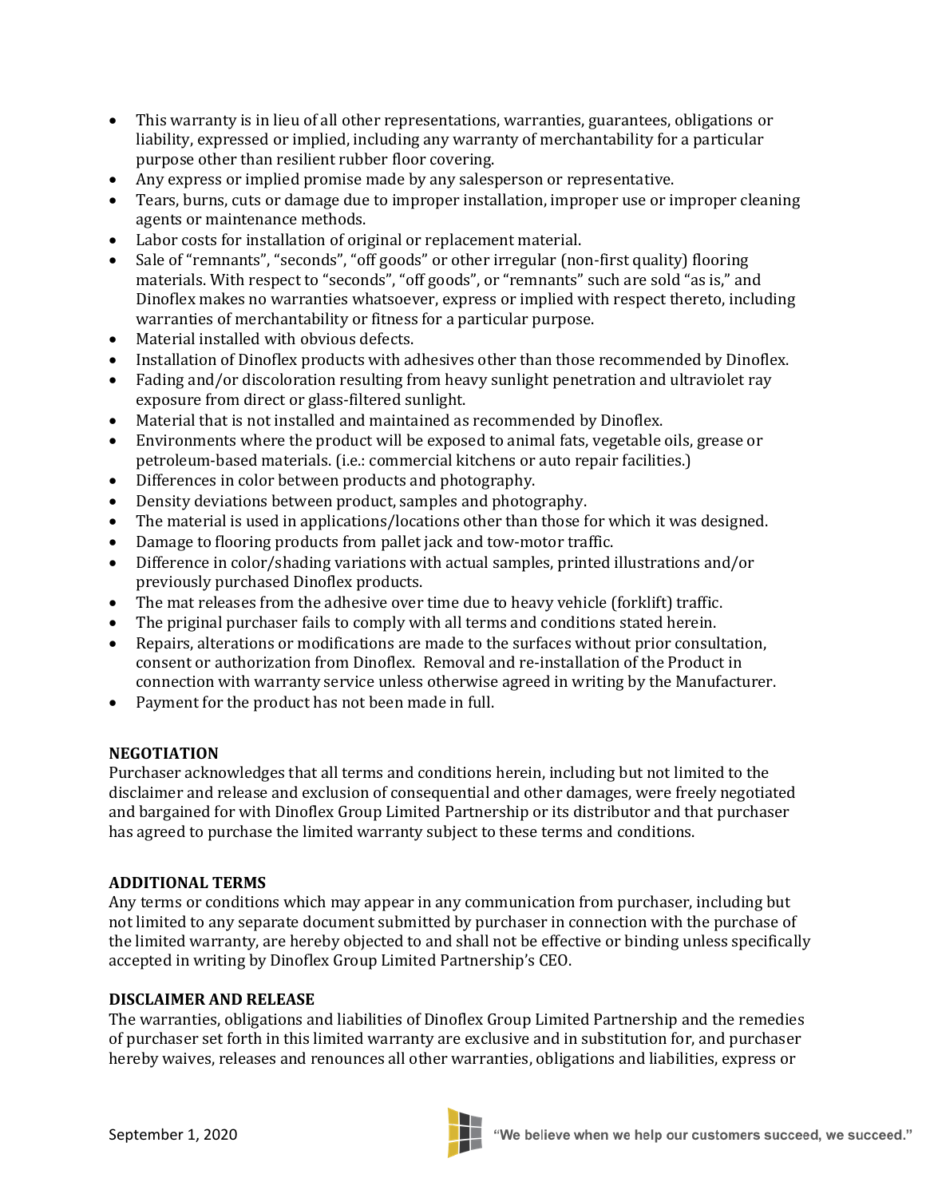- This warranty is in lieu of all other representations, warranties, guarantees, obligations or liability, expressed or implied, including any warranty of merchantability for a particular purpose other than resilient rubber floor covering.
- Any express or implied promise made by any salesperson or representative.
- Tears, burns, cuts or damage due to improper installation, improper use or improper cleaning agents or maintenance methods.
- Labor costs for installation of original or replacement material.
- Sale of "remnants", "seconds", "off goods" or other irregular (non-first quality) flooring materials. With respect to "seconds", "off goods", or "remnants" such are sold "as is," and Dinoflex makes no warranties whatsoever, express or implied with respect thereto, including warranties of merchantability or fitness for a particular purpose.
- Material installed with obvious defects.
- Installation of Dinoflex products with adhesives other than those recommended by Dinoflex.
- Fading and/or discoloration resulting from heavy sunlight penetration and ultraviolet ray exposure from direct or glass-filtered sunlight.
- Material that is not installed and maintained as recommended by Dinoflex.
- Environments where the product will be exposed to animal fats, vegetable oils, grease or petroleum-based materials. (i.e.: commercial kitchens or auto repair facilities.)
- Differences in color between products and photography.
- Density deviations between product, samples and photography.
- The material is used in applications/locations other than those for which it was designed.
- Damage to flooring products from pallet jack and tow-motor traffic.
- Difference in color/shading variations with actual samples, printed illustrations and/or previously purchased Dinoflex products.
- The mat releases from the adhesive over time due to heavy vehicle (forklift) traffic.
- The priginal purchaser fails to comply with all terms and conditions stated herein.
- Repairs, alterations or modifications are made to the surfaces without prior consultation, consent or authorization from Dinoflex. Removal and re-installation of the Product in connection with warranty service unless otherwise agreed in writing by the Manufacturer.
- Payment for the product has not been made in full.

**NEGOTIATION**
Purchaser acknowledges that all terms and conditions herein, including but not limited to the disclaimer and release and exclusion of consequential and other damages, were freely negotiated and bargained for with Dinoflex Group Limited Partnership or its distributor and that purchaser has agreed to purchase the limited warranty subject to these terms and conditions.

**ADDITIONAL TERMS**
Any terms or conditions which may appear in any communication from purchaser, including but not limited to any separate document submitted by purchaser in connection with the purchase of the limited warranty, are hereby objected to and shall not be effective or binding unless specifically accepted in writing by Dinoflex Group Limited Partnership's CEO.

**DISCLAIMER AND RELEASE**
The warranties, obligations and liabilities of Dinoflex Group Limited Partnership and the remedies of purchaser set forth in this limited warranty are exclusive and in substitution for, and purchaser hereby waives, releases and renounces all other warranties, obligations and liabilities, express or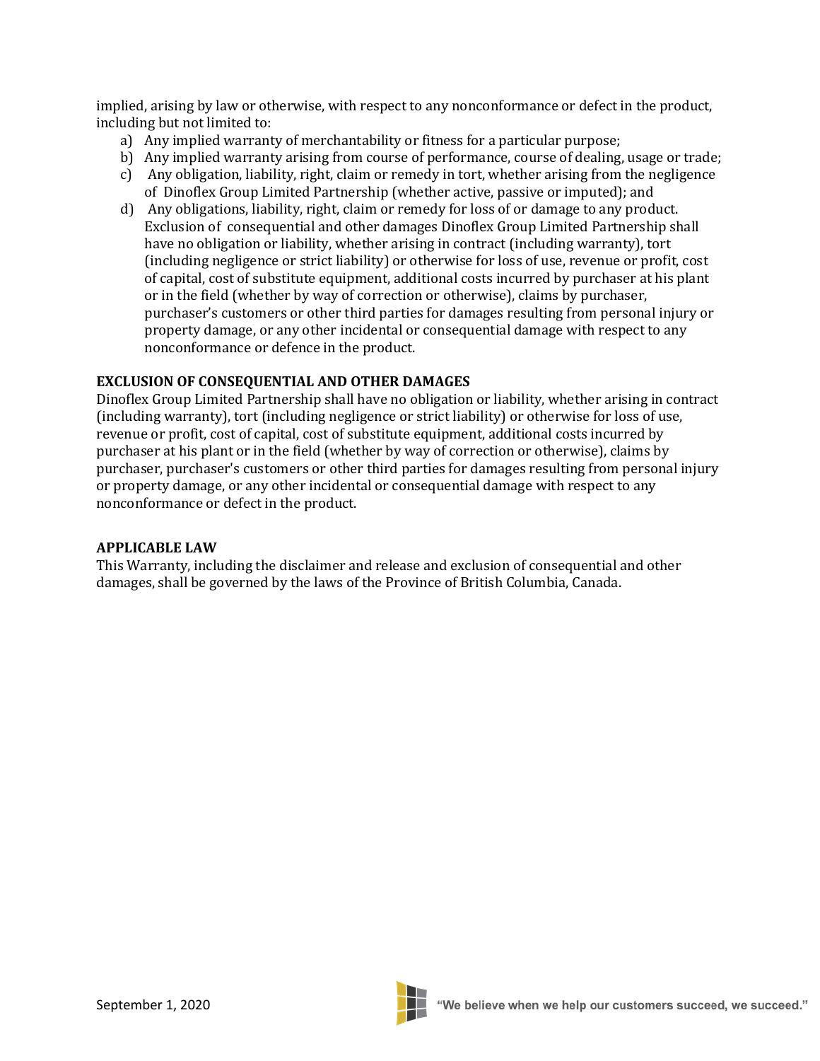implied, arising by law or otherwise, with respect to any nonconformance or defect in the product, including but not limited to:

a) Any implied warranty of merchantability or fitness for a particular purpose;
b) Any implied warranty arising from course of performance, course of dealing, usage or trade;
c) Any obligation, liability, right, claim or remedy in tort, whether arising from the negligence of Dinoflex Group Limited Partnership (whether active, passive or imputed); and
d) Any obligations, liability, right, claim or remedy for loss of or damage to any product. Exclusion of consequential and other damages Dinoflex Group Limited Partnership shall have no obligation or liability, whether arising in contract (including warranty), tort (including negligence or strict liability) or otherwise for loss of use, revenue or profit, cost of capital, cost of substitute equipment, additional costs incurred by purchaser at his plant or in the field (whether by way of correction or otherwise), claims by purchaser, purchaser's customers or other third parties for damages resulting from personal injury or property damage, or any other incidental or consequential damage with respect to any nonconformance or defence in the product.

**EXCLUSION OF CONSEQUENTIAL AND OTHER DAMAGES**

Dinoflex Group Limited Partnership shall have no obligation or liability, whether arising in contract (including warranty), tort (including negligence or strict liability) or otherwise for loss of use, revenue or profit, cost of capital, cost of substitute equipment, additional costs incurred by purchaser at his plant or in the field (whether by way of correction or otherwise), claims by purchaser, purchaser's customers or other third parties for damages resulting from personal injury or property damage, or any other incidental or consequential damage with respect to any nonconformance or defect in the product.

**APPLICABLE LAW**

This Warranty, including the disclaimer and release and exclusion of consequential and other damages, shall be governed by the laws of the Province of British Columbia, Canada.

September 1, 2020

"We believe when we help our customers succeed, we succeed."